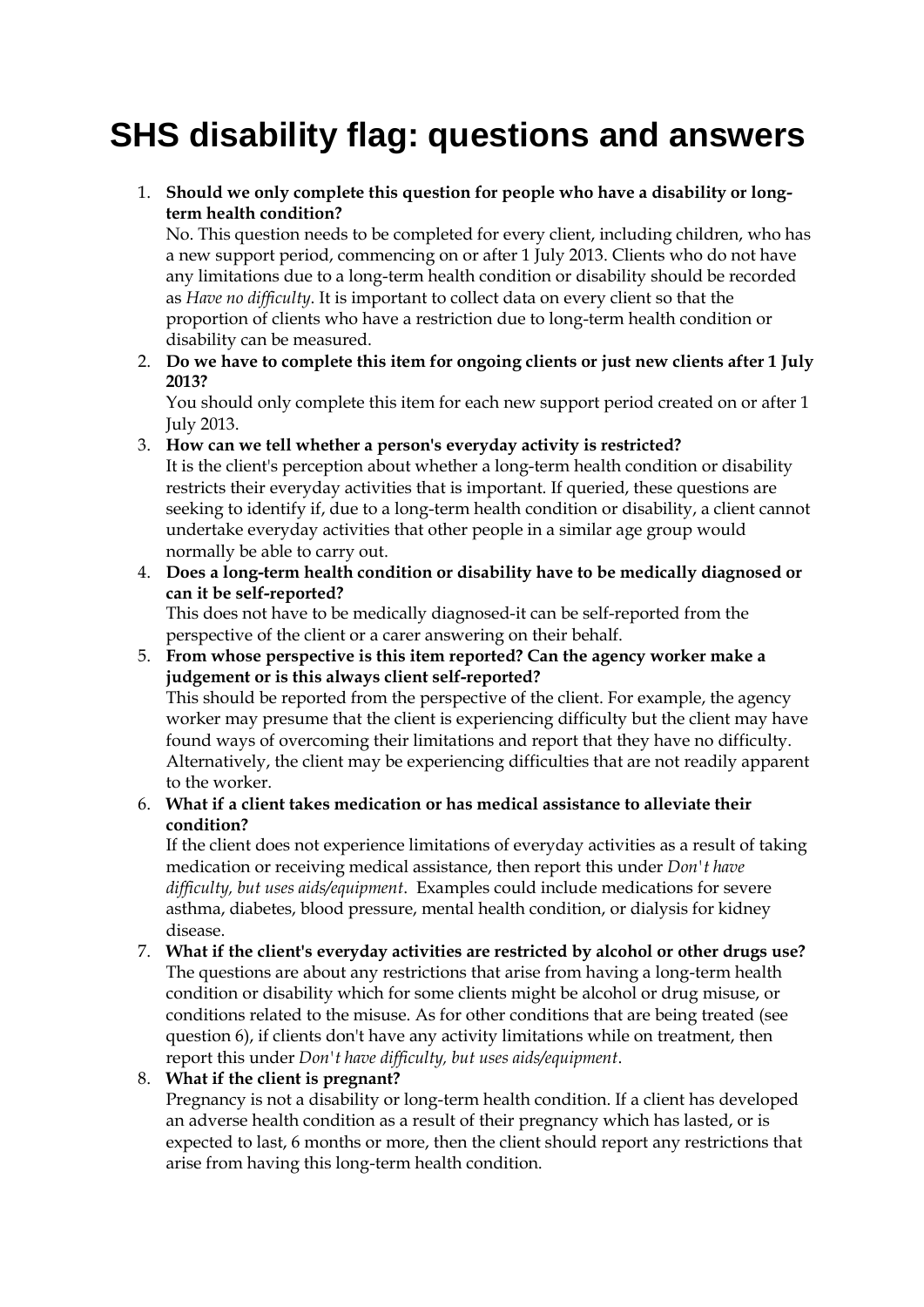# SHS disability flag: questions and answers

1. **Should we only complete this question for people who have a disability or long-term health condition?**
   No. This question needs to be completed for every client, including children, who has a new support period, commencing on or after 1 July 2013. Clients who do not have any limitations due to a long-term health condition or disability should be recorded as *Have no difficulty*. It is important to collect data on every client so that the proportion of clients who have a restriction due to long-term health condition or disability can be measured.
2. **Do we have to complete this item for ongoing clients or just new clients after 1 July 2013?**
   You should only complete this item for each new support period created on or after 1 July 2013.
3. **How can we tell whether a person's everyday activity is restricted?**
   It is the client's perception about whether a long-term health condition or disability restricts their everyday activities that is important. If queried, these questions are seeking to identify if, due to a long-term health condition or disability, a client cannot undertake everyday activities that other people in a similar age group would normally be able to carry out.
4. **Does a long-term health condition or disability have to be medically diagnosed or can it be self-reported?**
   This does not have to be medically diagnosed-it can be self-reported from the perspective of the client or a carer answering on their behalf.
5. **From whose perspective is this item reported? Can the agency worker make a judgement or is this always client self-reported?**
   This should be reported from the perspective of the client. For example, the agency worker may presume that the client is experiencing difficulty but the client may have found ways of overcoming their limitations and report that they have no difficulty. Alternatively, the client may be experiencing difficulties that are not readily apparent to the worker.
6. **What if a client takes medication or has medical assistance to alleviate their condition?**
   If the client does not experience limitations of everyday activities as a result of taking medication or receiving medical assistance, then report this under *Don't have difficulty, but uses aids/equipment*. Examples could include medications for severe asthma, diabetes, blood pressure, mental health condition, or dialysis for kidney disease.
7. **What if the client's everyday activities are restricted by alcohol or other drugs use?**
   The questions are about any restrictions that arise from having a long-term health condition or disability which for some clients might be alcohol or drug misuse, or conditions related to the misuse. As for other conditions that are being treated (see question 6), if clients don't have any activity limitations while on treatment, then report this under *Don't have difficulty, but uses aids/equipment*.
8. **What if the client is pregnant?**
   Pregnancy is not a disability or long-term health condition. If a client has developed an adverse health condition as a result of their pregnancy which has lasted, or is expected to last, 6 months or more, then the client should report any restrictions that arise from having this long-term health condition.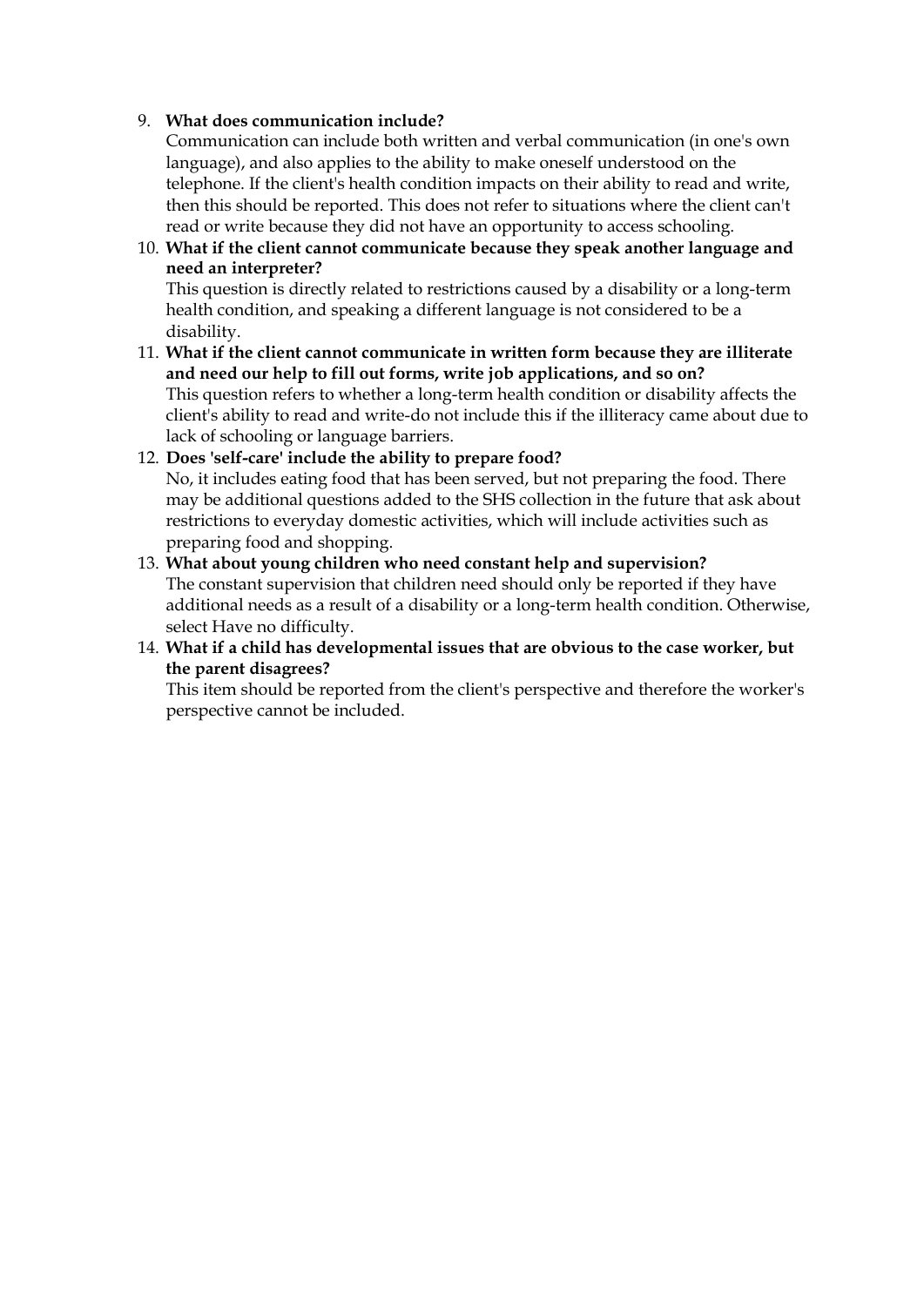9. **What does communication include?**
   Communication can include both written and verbal communication (in one's own language), and also applies to the ability to make oneself understood on the telephone. If the client's health condition impacts on their ability to read and write, then this should be reported. This does not refer to situations where the client can't read or write because they did not have an opportunity to access schooling.
10. **What if the client cannot communicate because they speak another language and need an interpreter?**
    This question is directly related to restrictions caused by a disability or a long-term health condition, and speaking a different language is not considered to be a disability.
11. **What if the client cannot communicate in written form because they are illiterate and need our help to fill out forms, write job applications, and so on?**
    This question refers to whether a long-term health condition or disability affects the client's ability to read and write-do not include this if the illiteracy came about due to lack of schooling or language barriers.
12. **Does 'self-care' include the ability to prepare food?**
    No, it includes eating food that has been served, but not preparing the food. There may be additional questions added to the SHS collection in the future that ask about restrictions to everyday domestic activities, which will include activities such as preparing food and shopping.
13. **What about young children who need constant help and supervision?**
    The constant supervision that children need should only be reported if they have additional needs as a result of a disability or a long-term health condition. Otherwise, select Have no difficulty.
14. **What if a child has developmental issues that are obvious to the case worker, but the parent disagrees?**
    This item should be reported from the client's perspective and therefore the worker's perspective cannot be included.